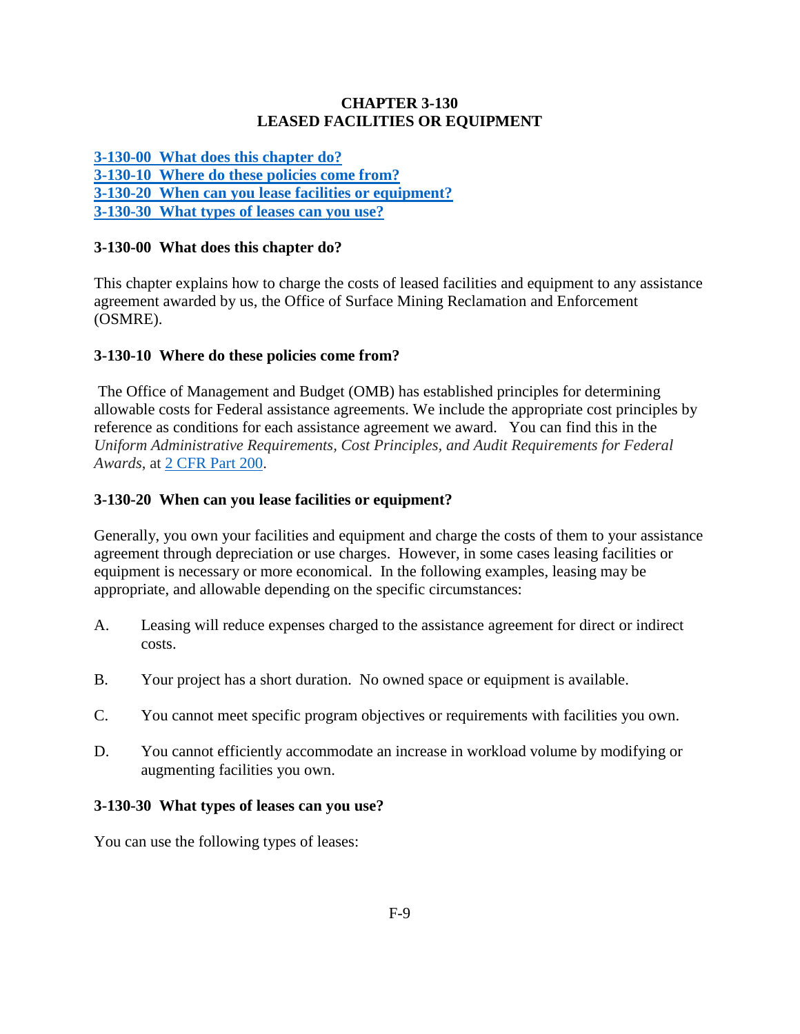# CHAPTER 3-130
# LEASED FACILITIES OR EQUIPMENT

[3-130-00 What does this chapter do?](#)
[3-130-10 Where do these policies come from?](#)
[3-130-20 When can you lease facilities or equipment?](#)
[3-130-30 What types of leases can you use?](#)

## 3-130-00 What does this chapter do?

This chapter explains how to charge the costs of leased facilities and equipment to any assistance agreement awarded by us, the Office of Surface Mining Reclamation and Enforcement (OSMRE).

## 3-130-10 Where do these policies come from?

The Office of Management and Budget (OMB) has established principles for determining allowable costs for Federal assistance agreements. We include the appropriate cost principles by reference as conditions for each assistance agreement we award. You can find this in the *Uniform Administrative Requirements, Cost Principles, and Audit Requirements for Federal Awards*, at [2 CFR Part 200](#).

## 3-130-20 When can you lease facilities or equipment?

Generally, you own your facilities and equipment and charge the costs of them to your assistance agreement through depreciation or use charges. However, in some cases leasing facilities or equipment is necessary or more economical. In the following examples, leasing may be appropriate, and allowable depending on the specific circumstances:

A. Leasing will reduce expenses charged to the assistance agreement for direct or indirect costs.

B. Your project has a short duration. No owned space or equipment is available.

C. You cannot meet specific program objectives or requirements with facilities you own.

D. You cannot efficiently accommodate an increase in workload volume by modifying or augmenting facilities you own.

## 3-130-30 What types of leases can you use?

You can use the following types of leases: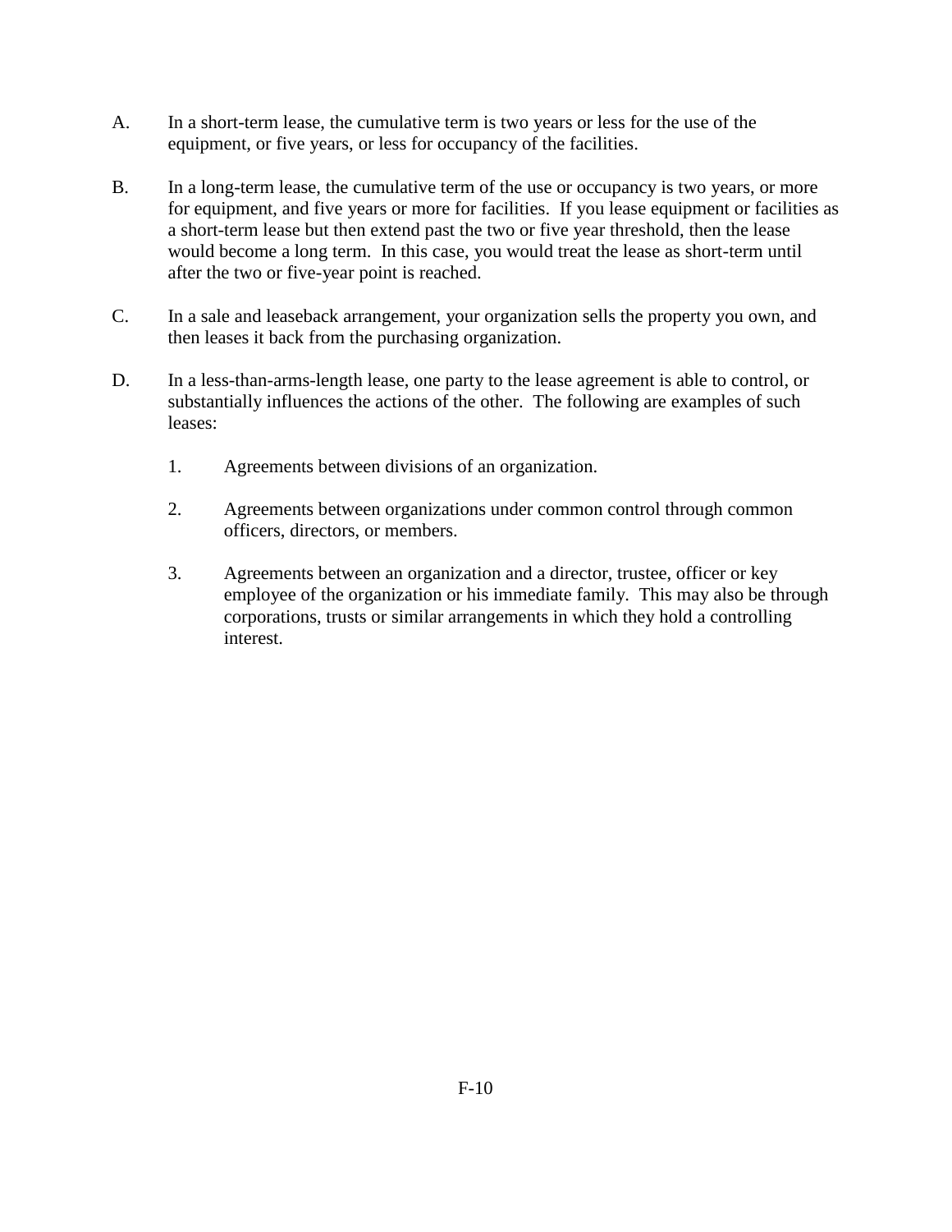A. In a short-term lease, the cumulative term is two years or less for the use of the equipment, or five years, or less for occupancy of the facilities.

B. In a long-term lease, the cumulative term of the use or occupancy is two years, or more for equipment, and five years or more for facilities. If you lease equipment or facilities as a short-term lease but then extend past the two or five year threshold, then the lease would become a long term. In this case, you would treat the lease as short-term until after the two or five-year point is reached.

C. In a sale and leaseback arrangement, your organization sells the property you own, and then leases it back from the purchasing organization.

D. In a less-than-arms-length lease, one party to the lease agreement is able to control, or substantially influences the actions of the other. The following are examples of such leases:

   1. Agreements between divisions of an organization.

   2. Agreements between organizations under common control through common officers, directors, or members.

   3. Agreements between an organization and a director, trustee, officer or key employee of the organization or his immediate family. This may also be through corporations, trusts or similar arrangements in which they hold a controlling interest.